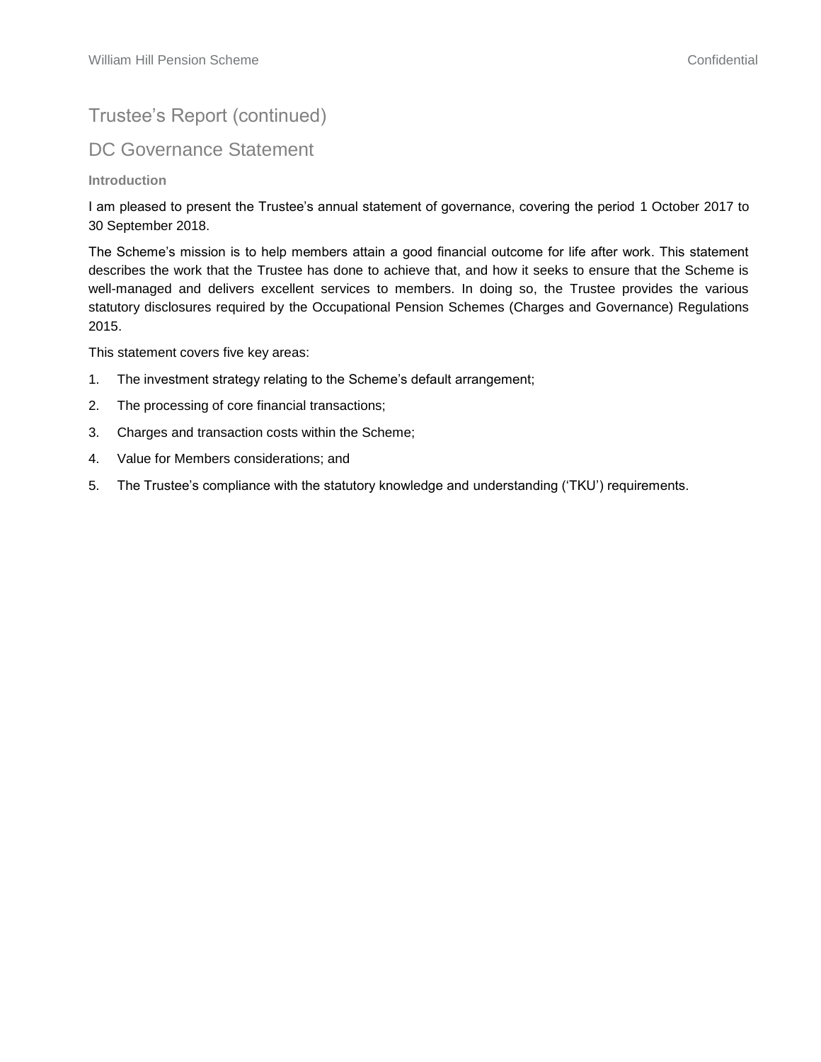# Trustee's Report (continued)

## DC Governance Statement

### Introduction

I am pleased to present the Trustee's annual statement of governance, covering the period 1 October 2017 to 30 September 2018.

The Scheme's mission is to help members attain a good financial outcome for life after work. This statement describes the work that the Trustee has done to achieve that, and how it seeks to ensure that the Scheme is well-managed and delivers excellent services to members. In doing so, the Trustee provides the various statutory disclosures required by the Occupational Pension Schemes (Charges and Governance) Regulations 2015.

This statement covers five key areas:

1. The investment strategy relating to the Scheme's default arrangement;
2. The processing of core financial transactions;
3. Charges and transaction costs within the Scheme;
4. Value for Members considerations; and
5. The Trustee's compliance with the statutory knowledge and understanding ('TKU') requirements.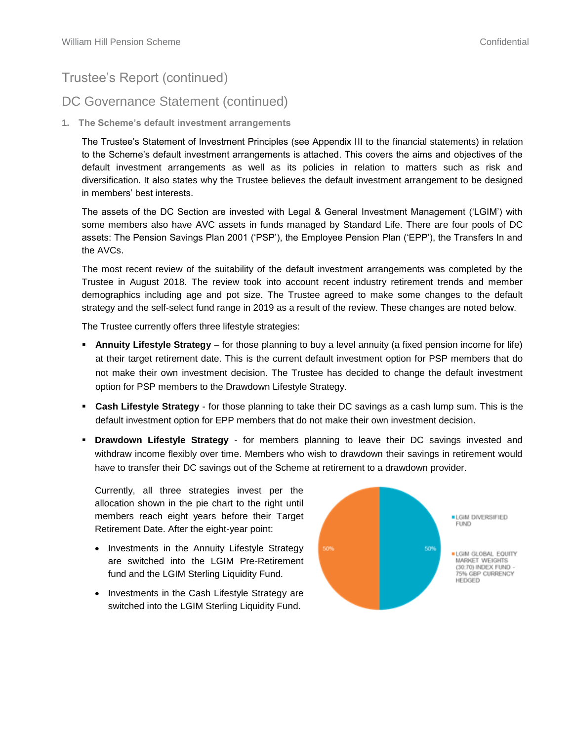# Trustee's Report (continued)

## DC Governance Statement (continued)

### 1. The Scheme's default investment arrangements

The Trustee's Statement of Investment Principles (see Appendix III to the financial statements) in relation to the Scheme's default investment arrangements is attached. This covers the aims and objectives of the default investment arrangements as well as its policies in relation to matters such as risk and diversification. It also states why the Trustee believes the default investment arrangement to be designed in members' best interests.

The assets of the DC Section are invested with Legal & General Investment Management ('LGIM') with some members also have AVC assets in funds managed by Standard Life. There are four pools of DC assets: The Pension Savings Plan 2001 ('PSP'), the Employee Pension Plan ('EPP'), the Transfers In and the AVCs.

The most recent review of the suitability of the default investment arrangements was completed by the Trustee in August 2018. The review took into account recent industry retirement trends and member demographics including age and pot size. The Trustee agreed to make some changes to the default strategy and the self-select fund range in 2019 as a result of the review. These changes are noted below.

The Trustee currently offers three lifestyle strategies:

- **Annuity Lifestyle Strategy** – for those planning to buy a level annuity (a fixed pension income for life) at their target retirement date. This is the current default investment option for PSP members that do not make their own investment decision. The Trustee has decided to change the default investment option for PSP members to the Drawdown Lifestyle Strategy.
- **Cash Lifestyle Strategy** - for those planning to take their DC savings as a cash lump sum. This is the default investment option for EPP members that do not make their own investment decision.
- **Drawdown Lifestyle Strategy** - for members planning to leave their DC savings invested and withdraw income flexibly over time. Members who wish to drawdown their savings in retirement would have to transfer their DC savings out of the Scheme at retirement to a drawdown provider.

Currently, all three strategies invest per the allocation shown in the pie chart to the right until members reach eight years before their Target Retirement Date. After the eight-year point:

- Investments in the Annuity Lifestyle Strategy are switched into the LGIM Pre-Retirement fund and the LGIM Sterling Liquidity Fund.
- Investments in the Cash Lifestyle Strategy are switched into the LGIM Sterling Liquidity Fund.

50%
50%
LGIM DIVERSIFIED FUND
LGIM GLOBAL EQUITY MARKET WEIGHTS (30:70) INDEX FUND - 75% GBP CURRENCY HEDGED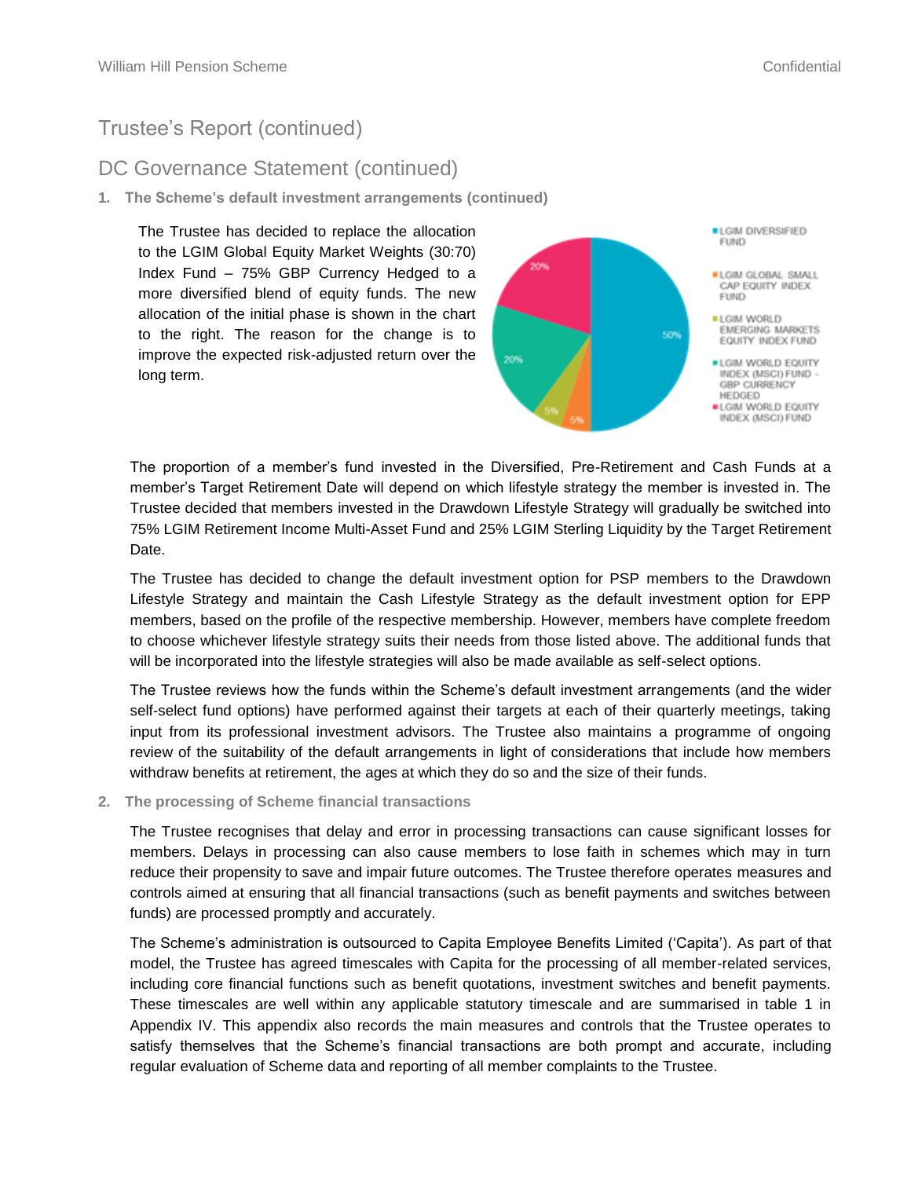# Trustee's Report (continued)

## DC Governance Statement (continued)

### 1. The Scheme's default investment arrangements (continued)

The Trustee has decided to replace the allocation to the LGIM Global Equity Market Weights (30:70) Index Fund – 75% GBP Currency Hedged to a more diversified blend of equity funds. The new allocation of the initial phase is shown in the chart to the right. The reason for the change is to improve the expected risk-adjusted return over the long term.

50%
20%
20%
5%
5%

LGIM DIVERSIFIED FUND
LGIM GLOBAL SMALL CAP EQUITY INDEX FUND
LGIM WORLD EMERGING MARKETS EQUITY INDEX FUND
LGIM WORLD EQUITY INDEX (MSCI) FUND - GBP CURRENCY HEDGED
LGIM WORLD EQUITY INDEX (MSCI) FUND

The proportion of a member's fund invested in the Diversified, Pre-Retirement and Cash Funds at a member's Target Retirement Date will depend on which lifestyle strategy the member is invested in. The Trustee decided that members invested in the Drawdown Lifestyle Strategy will gradually be switched into 75% LGIM Retirement Income Multi-Asset Fund and 25% LGIM Sterling Liquidity by the Target Retirement Date.

The Trustee has decided to change the default investment option for PSP members to the Drawdown Lifestyle Strategy and maintain the Cash Lifestyle Strategy as the default investment option for EPP members, based on the profile of the respective membership. However, members have complete freedom to choose whichever lifestyle strategy suits their needs from those listed above. The additional funds that will be incorporated into the lifestyle strategies will also be made available as self-select options.

The Trustee reviews how the funds within the Scheme's default investment arrangements (and the wider self-select fund options) have performed against their targets at each of their quarterly meetings, taking input from its professional investment advisors. The Trustee also maintains a programme of ongoing review of the suitability of the default arrangements in light of considerations that include how members withdraw benefits at retirement, the ages at which they do so and the size of their funds.

### 2. The processing of Scheme financial transactions

The Trustee recognises that delay and error in processing transactions can cause significant losses for members. Delays in processing can also cause members to lose faith in schemes which may in turn reduce their propensity to save and impair future outcomes. The Trustee therefore operates measures and controls aimed at ensuring that all financial transactions (such as benefit payments and switches between funds) are processed promptly and accurately.

The Scheme's administration is outsourced to Capita Employee Benefits Limited ('Capita'). As part of that model, the Trustee has agreed timescales with Capita for the processing of all member-related services, including core financial functions such as benefit quotations, investment switches and benefit payments. These timescales are well within any applicable statutory timescale and are summarised in table 1 in Appendix IV. This appendix also records the main measures and controls that the Trustee operates to satisfy themselves that the Scheme's financial transactions are both prompt and accurate, including regular evaluation of Scheme data and reporting of all member complaints to the Trustee.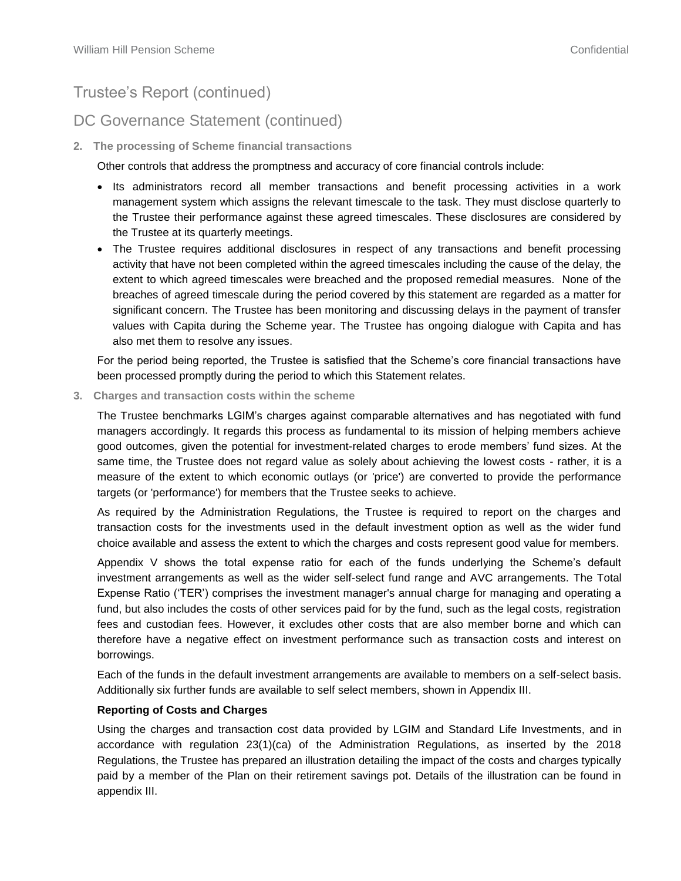# Trustee's Report (continued)

## DC Governance Statement (continued)

### 2. The processing of Scheme financial transactions

Other controls that address the promptness and accuracy of core financial controls include:

- Its administrators record all member transactions and benefit processing activities in a work management system which assigns the relevant timescale to the task. They must disclose quarterly to the Trustee their performance against these agreed timescales. These disclosures are considered by the Trustee at its quarterly meetings.
- The Trustee requires additional disclosures in respect of any transactions and benefit processing activity that have not been completed within the agreed timescales including the cause of the delay, the extent to which agreed timescales were breached and the proposed remedial measures. None of the breaches of agreed timescale during the period covered by this statement are regarded as a matter for significant concern. The Trustee has been monitoring and discussing delays in the payment of transfer values with Capita during the Scheme year. The Trustee has ongoing dialogue with Capita and has also met them to resolve any issues.

For the period being reported, the Trustee is satisfied that the Scheme's core financial transactions have been processed promptly during the period to which this Statement relates.

### 3. Charges and transaction costs within the scheme

The Trustee benchmarks LGIM's charges against comparable alternatives and has negotiated with fund managers accordingly. It regards this process as fundamental to its mission of helping members achieve good outcomes, given the potential for investment-related charges to erode members' fund sizes. At the same time, the Trustee does not regard value as solely about achieving the lowest costs - rather, it is a measure of the extent to which economic outlays (or 'price') are converted to provide the performance targets (or 'performance') for members that the Trustee seeks to achieve.

As required by the Administration Regulations, the Trustee is required to report on the charges and transaction costs for the investments used in the default investment option as well as the wider fund choice available and assess the extent to which the charges and costs represent good value for members.

Appendix V shows the total expense ratio for each of the funds underlying the Scheme's default investment arrangements as well as the wider self-select fund range and AVC arrangements. The Total Expense Ratio ('TER') comprises the investment manager's annual charge for managing and operating a fund, but also includes the costs of other services paid for by the fund, such as the legal costs, registration fees and custodian fees. However, it excludes other costs that are also member borne and which can therefore have a negative effect on investment performance such as transaction costs and interest on borrowings.

Each of the funds in the default investment arrangements are available to members on a self-select basis. Additionally six further funds are available to self select members, shown in Appendix III.

**Reporting of Costs and Charges**

Using the charges and transaction cost data provided by LGIM and Standard Life Investments, and in accordance with regulation 23(1)(ca) of the Administration Regulations, as inserted by the 2018 Regulations, the Trustee has prepared an illustration detailing the impact of the costs and charges typically paid by a member of the Plan on their retirement savings pot. Details of the illustration can be found in appendix III.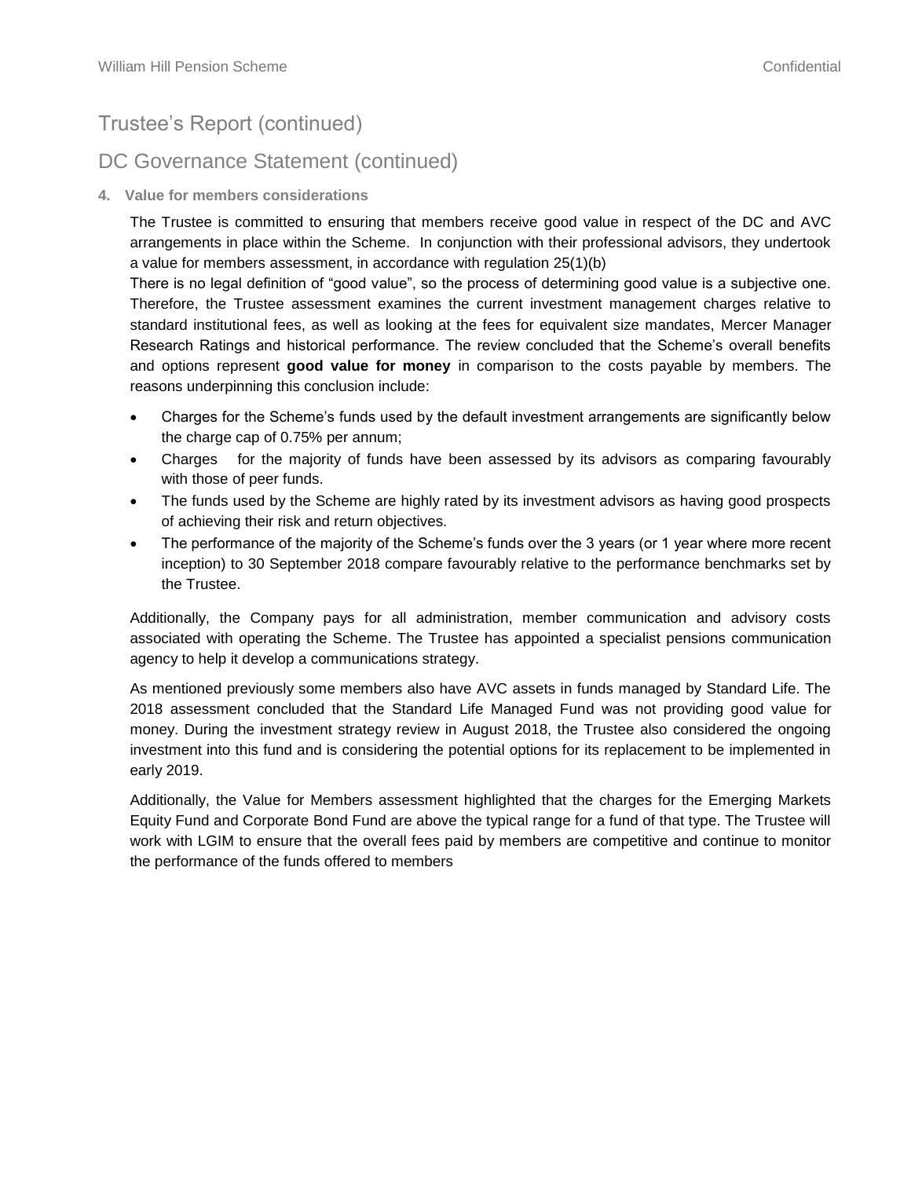# Trustee's Report (continued)

## DC Governance Statement (continued)

### 4. Value for members considerations

The Trustee is committed to ensuring that members receive good value in respect of the DC and AVC arrangements in place within the Scheme. In conjunction with their professional advisors, they undertook a value for members assessment, in accordance with regulation 25(1)(b)

There is no legal definition of "good value", so the process of determining good value is a subjective one. Therefore, the Trustee assessment examines the current investment management charges relative to standard institutional fees, as well as looking at the fees for equivalent size mandates, Mercer Manager Research Ratings and historical performance. The review concluded that the Scheme's overall benefits and options represent **good value for money** in comparison to the costs payable by members. The reasons underpinning this conclusion include:

- Charges for the Scheme's funds used by the default investment arrangements are significantly below the charge cap of 0.75% per annum;
- Charges for the majority of funds have been assessed by its advisors as comparing favourably with those of peer funds.
- The funds used by the Scheme are highly rated by its investment advisors as having good prospects of achieving their risk and return objectives.
- The performance of the majority of the Scheme's funds over the 3 years (or 1 year where more recent inception) to 30 September 2018 compare favourably relative to the performance benchmarks set by the Trustee.

Additionally, the Company pays for all administration, member communication and advisory costs associated with operating the Scheme. The Trustee has appointed a specialist pensions communication agency to help it develop a communications strategy.

As mentioned previously some members also have AVC assets in funds managed by Standard Life. The 2018 assessment concluded that the Standard Life Managed Fund was not providing good value for money. During the investment strategy review in August 2018, the Trustee also considered the ongoing investment into this fund and is considering the potential options for its replacement to be implemented in early 2019.

Additionally, the Value for Members assessment highlighted that the charges for the Emerging Markets Equity Fund and Corporate Bond Fund are above the typical range for a fund of that type. The Trustee will work with LGIM to ensure that the overall fees paid by members are competitive and continue to monitor the performance of the funds offered to members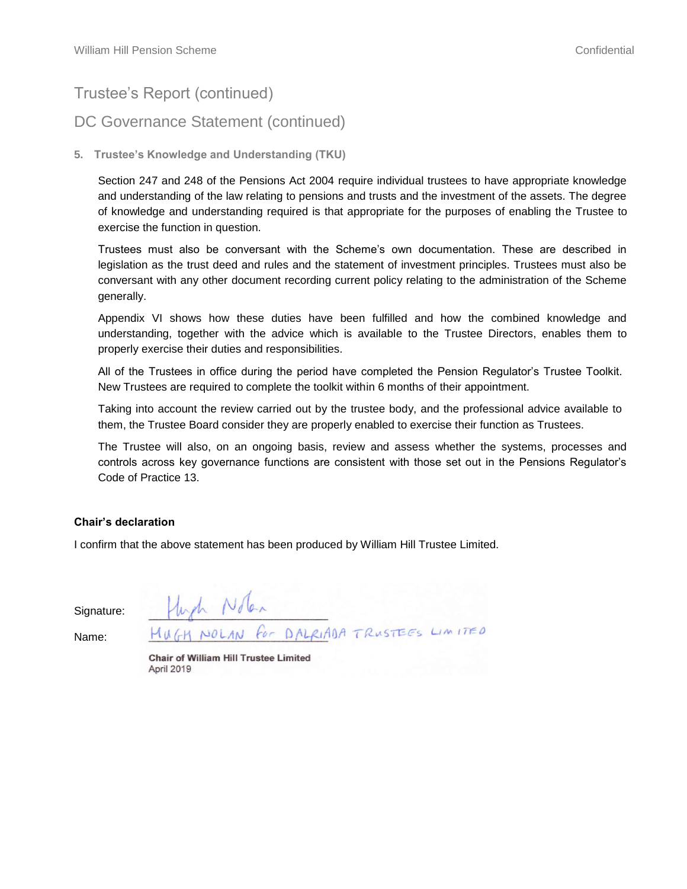# Trustee's Report (continued)

## DC Governance Statement (continued)

### 5. Trustee's Knowledge and Understanding (TKU)

Section 247 and 248 of the Pensions Act 2004 require individual trustees to have appropriate knowledge and understanding of the law relating to pensions and trusts and the investment of the assets. The degree of knowledge and understanding required is that appropriate for the purposes of enabling the Trustee to exercise the function in question.

Trustees must also be conversant with the Scheme's own documentation. These are described in legislation as the trust deed and rules and the statement of investment principles. Trustees must also be conversant with any other document recording current policy relating to the administration of the Scheme generally.

Appendix VI shows how these duties have been fulfilled and how the combined knowledge and understanding, together with the advice which is available to the Trustee Directors, enables them to properly exercise their duties and responsibilities.

All of the Trustees in office during the period have completed the Pension Regulator's Trustee Toolkit. New Trustees are required to complete the toolkit within 6 months of their appointment.

Taking into account the review carried out by the trustee body, and the professional advice available to them, the Trustee Board consider they are properly enabled to exercise their function as Trustees.

The Trustee will also, on an ongoing basis, review and assess whether the systems, processes and controls across key governance functions are consistent with those set out in the Pensions Regulator's Code of Practice 13.

**Chair's declaration**

I confirm that the above statement has been produced by William Hill Trustee Limited.

Signature: Hugh Nolan

Name: HUGH NOLAN for DALRIADA TRUSTEES LIMITED

**Chair of William Hill Trustee Limited**
April 2019